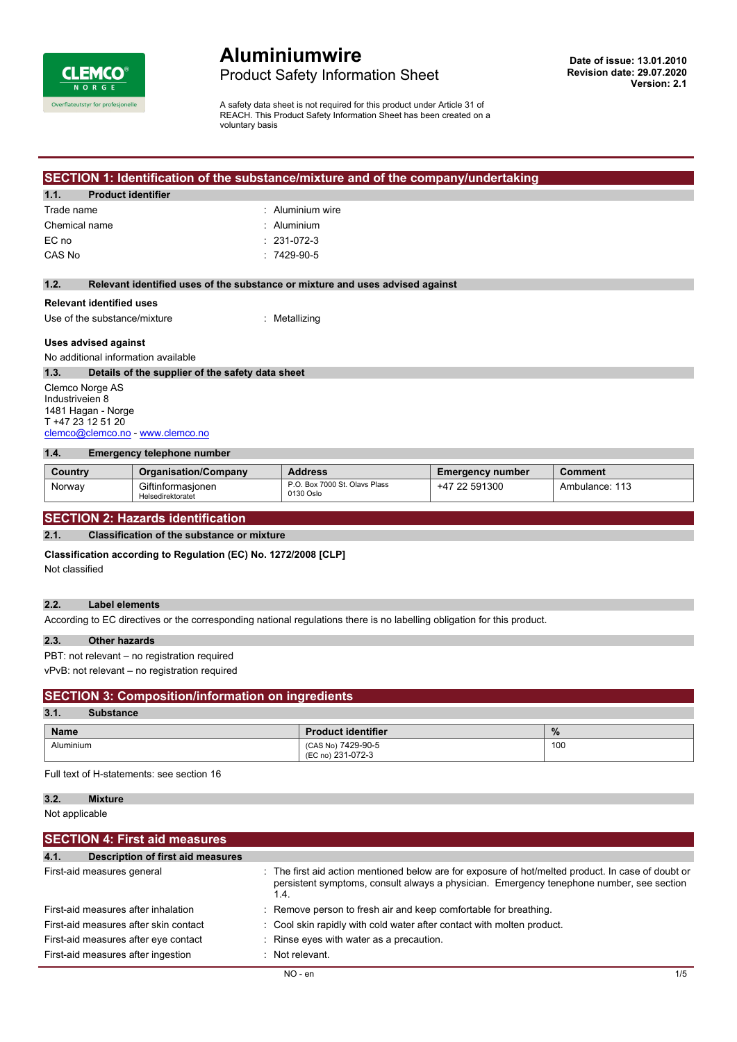# Aluminiumwire

## Product Safety Information Sheet

**Date of issue: 13.01.2010**
**Revision date: 29.07.2020**
**Version: 2.1**

A safety data sheet is not required for this product under Article 31 of REACH. This Product Safety Information Sheet has been created on a voluntary basis

## SECTION 1: Identification of the substance/mixture and of the company/undertaking

### 1.1. Product identifier

| | |
|---|---|
| Trade name | : Aluminium wire |
| Chemical name | : Aluminium |
| EC no | : 231-072-3 |
| CAS No | : 7429-90-5 |

### 1.2. Relevant identified uses of the substance or mixture and uses advised against

**Relevant identified uses**

Use of the substance/mixture : Metallizing

**Uses advised against**

No additional information available

### 1.3. Details of the supplier of the safety data sheet

Clemco Norge AS
Industriveien 8
1481 Hagan - Norge
T +47 23 12 51 20
clemco@clemco.no - www.clemco.no

### 1.4. Emergency telephone number

| Country | Organisation/Company | Address | Emergency number | Comment |
|---|---|---|---|---|
| Norway | Giftinformasjonen Helsedirektoratet | P.O. Box 7000 St. Olavs Plass 0130 Oslo | +47 22 591300 | Ambulance: 113 |

## SECTION 2: Hazards identification

### 2.1. Classification of the substance or mixture

**Classification according to Regulation (EC) No. 1272/2008 [CLP]**

Not classified

### 2.2. Label elements

According to EC directives or the corresponding national regulations there is no labelling obligation for this product.

### 2.3. Other hazards

PBT: not relevant – no registration required

vPvB: not relevant – no registration required

## SECTION 3: Composition/information on ingredients

### 3.1. Substance

| Name | Product identifier | % |
|---|---|---|
| Aluminium | (CAS No) 7429-90-5<br>(EC no) 231-072-3 | 100 |

Full text of H-statements: see section 16

### 3.2. Mixture

Not applicable

## SECTION 4: First aid measures

### 4.1. Description of first aid measures

| | |
|---|---|
| First-aid measures general | : The first aid action mentioned below are for exposure of hot/melted product. In case of doubt or persistent symptoms, consult always a physician. Emergency tenephone number, see section 1.4. |
| First-aid measures after inhalation | : Remove person to fresh air and keep comfortable for breathing. |
| First-aid measures after skin contact | : Cool skin rapidly with cold water after contact with molten product. |
| First-aid measures after eye contact | : Rinse eyes with water as a precaution. |
| First-aid measures after ingestion | : Not relevant. |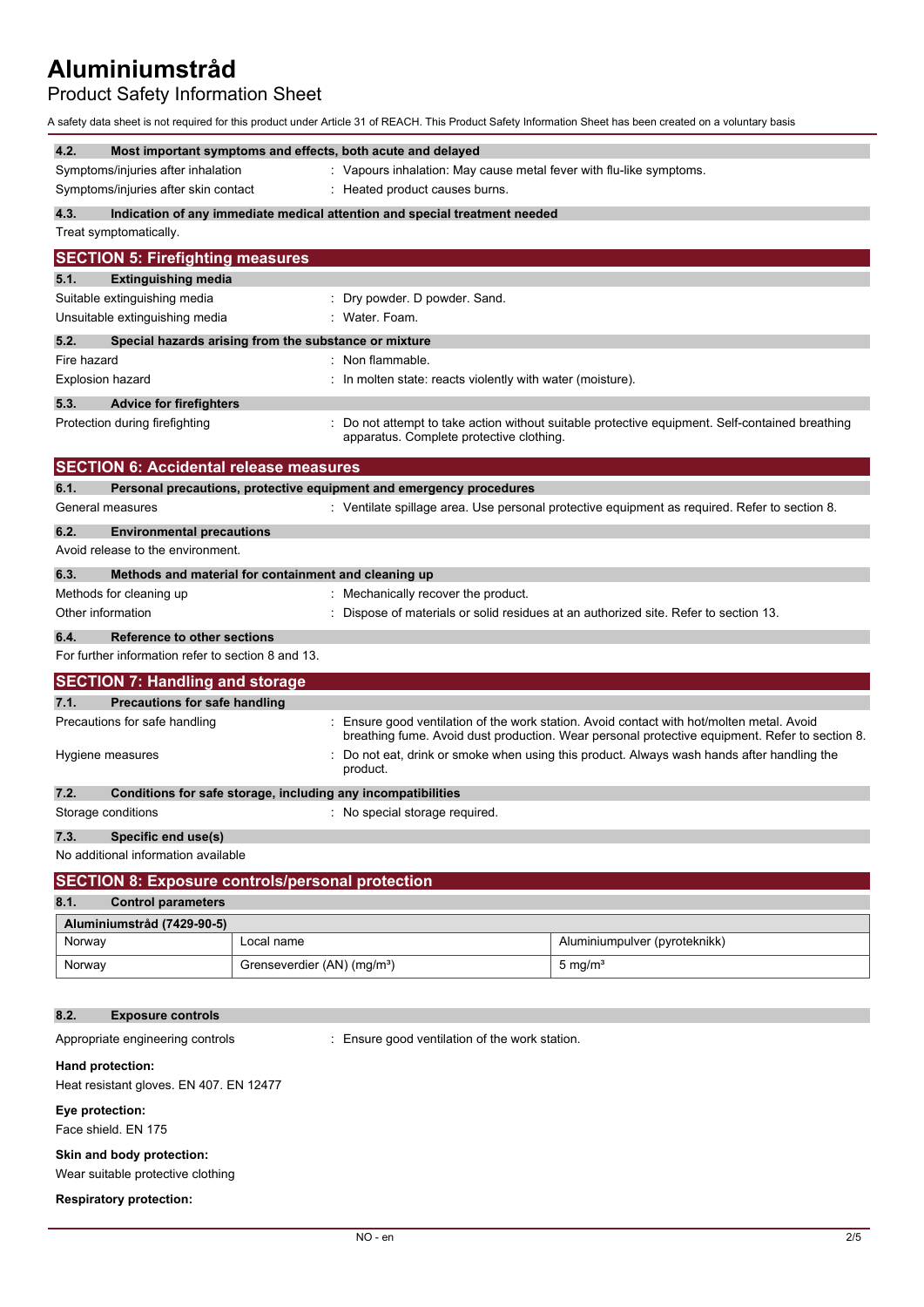#### 4.2. Most important symptoms and effects, both acute and delayed

Symptoms/injuries after inhalation : Vapours inhalation: May cause metal fever with flu-like symptoms.

Symptoms/injuries after skin contact : Heated product causes burns.

#### 4.3. Indication of any immediate medical attention and special treatment needed

Treat symptomatically.

## SECTION 5: Firefighting measures

#### 5.1. Extinguishing media

Suitable extinguishing media : Dry powder. D powder. Sand.

Unsuitable extinguishing media : Water. Foam.

#### 5.2. Special hazards arising from the substance or mixture

Fire hazard : Non flammable.

Explosion hazard : In molten state: reacts violently with water (moisture).

#### 5.3. Advice for firefighters

Protection during firefighting : Do not attempt to take action without suitable protective equipment. Self-contained breathing apparatus. Complete protective clothing.

## SECTION 6: Accidental release measures

#### 6.1. Personal precautions, protective equipment and emergency procedures

General measures : Ventilate spillage area. Use personal protective equipment as required. Refer to section 8.

#### 6.2. Environmental precautions

Avoid release to the environment.

#### 6.3. Methods and material for containment and cleaning up

Methods for cleaning up : Mechanically recover the product.

Other information : Dispose of materials or solid residues at an authorized site. Refer to section 13.

#### 6.4. Reference to other sections

For further information refer to section 8 and 13.

## SECTION 7: Handling and storage

#### 7.1. Precautions for safe handling

Precautions for safe handling : Ensure good ventilation of the work station. Avoid contact with hot/molten metal. Avoid breathing fume. Avoid dust production. Wear personal protective equipment. Refer to section 8.

Hygiene measures : Do not eat, drink or smoke when using this product. Always wash hands after handling the product.

#### 7.2. Conditions for safe storage, including any incompatibilities

Storage conditions : No special storage required.

#### 7.3. Specific end use(s)

No additional information available

## SECTION 8: Exposure controls/personal protection

#### 8.1. Control parameters

| Aluminiumstråd (7429-90-5) | | |
|---|---|---|
| Norway | Local name | Aluminiumpulver (pyroteknikk) |
| Norway | Grenseverdier (AN) (mg/m³) | 5 mg/m³ |

#### 8.2. Exposure controls

Appropriate engineering controls : Ensure good ventilation of the work station.

**Hand protection:**

Heat resistant gloves. EN 407. EN 12477

**Eye protection:**

Face shield. EN 175

**Skin and body protection:**

Wear suitable protective clothing

**Respiratory protection:**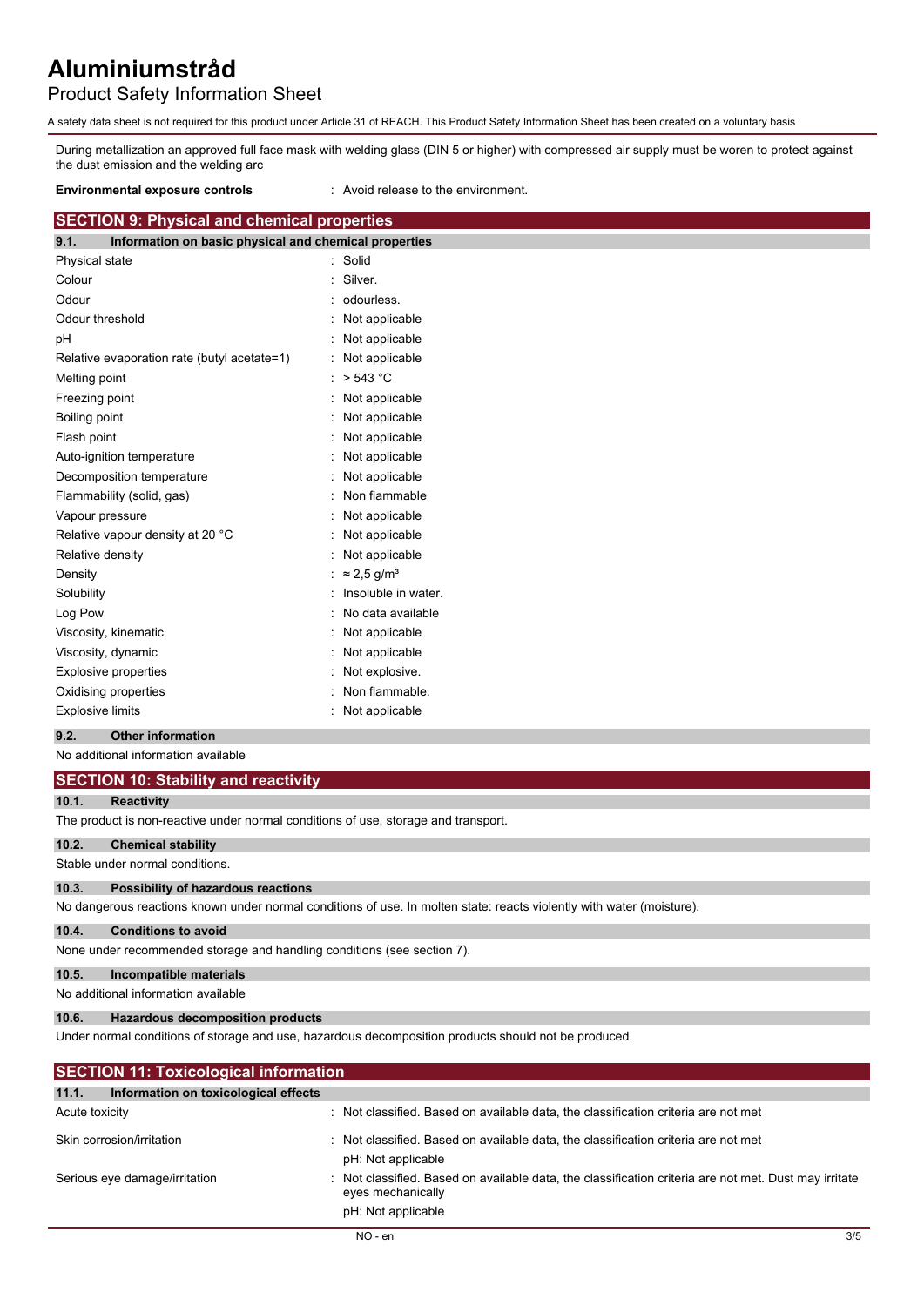During metallization an approved full face mask with welding glass (DIN 5 or higher) with compressed air supply must be woren to protect against the dust emission and the welding arc

| | |
|---|---|
| **Environmental exposure controls** | : Avoid release to the environment. |

## SECTION 9: Physical and chemical properties

### 9.1. Information on basic physical and chemical properties

| | |
|---|---|
| Physical state | : Solid |
| Colour | : Silver. |
| Odour | : odourless. |
| Odour threshold | : Not applicable |
| pH | : Not applicable |
| Relative evaporation rate (butyl acetate=1) | : Not applicable |
| Melting point | : > 543 °C |
| Freezing point | : Not applicable |
| Boiling point | : Not applicable |
| Flash point | : Not applicable |
| Auto-ignition temperature | : Not applicable |
| Decomposition temperature | : Not applicable |
| Flammability (solid, gas) | : Non flammable |
| Vapour pressure | : Not applicable |
| Relative vapour density at 20 °C | : Not applicable |
| Relative density | : Not applicable |
| Density | : ≈ 2,5 g/m³ |
| Solubility | : Insoluble in water. |
| Log Pow | : No data available |
| Viscosity, kinematic | : Not applicable |
| Viscosity, dynamic | : Not applicable |
| Explosive properties | : Not explosive. |
| Oxidising properties | : Non flammable. |
| Explosive limits | : Not applicable |

### 9.2. Other information

No additional information available

## SECTION 10: Stability and reactivity

### 10.1. Reactivity

The product is non-reactive under normal conditions of use, storage and transport.

### 10.2. Chemical stability

Stable under normal conditions.

### 10.3. Possibility of hazardous reactions

No dangerous reactions known under normal conditions of use. In molten state: reacts violently with water (moisture).

### 10.4. Conditions to avoid

None under recommended storage and handling conditions (see section 7).

### 10.5. Incompatible materials

No additional information available

### 10.6. Hazardous decomposition products

Under normal conditions of storage and use, hazardous decomposition products should not be produced.

## SECTION 11: Toxicological information

### 11.1. Information on toxicological effects

| | |
|---|---|
| Acute toxicity | : Not classified. Based on available data, the classification criteria are not met |
| Skin corrosion/irritation | : Not classified. Based on available data, the classification criteria are not met<br>pH: Not applicable |
| Serious eye damage/irritation | : Not classified. Based on available data, the classification criteria are not met. Dust may irritate eyes mechanically<br>pH: Not applicable |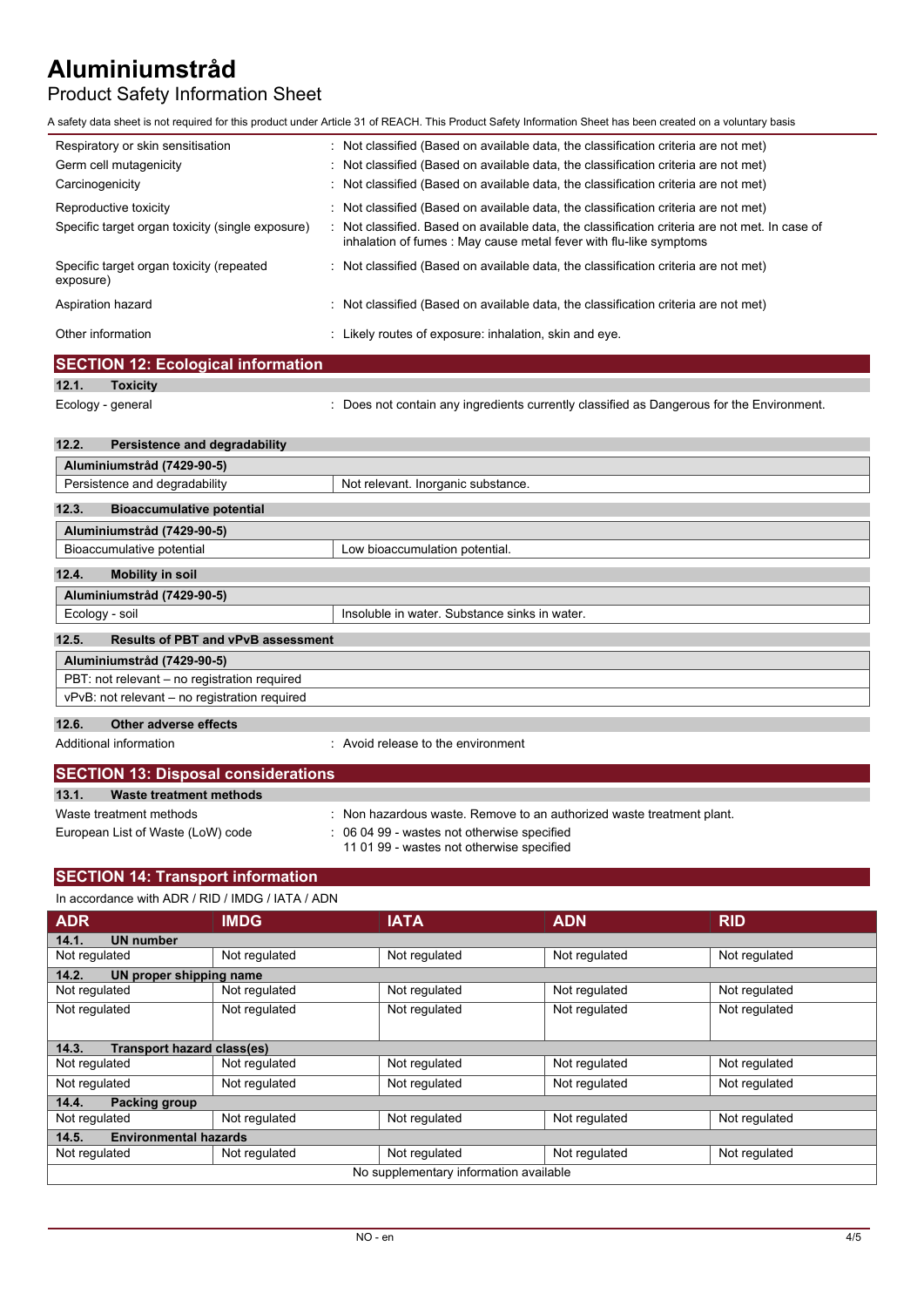Respiratory or skin sensitisation : Not classified (Based on available data, the classification criteria are not met)

Germ cell mutagenicity : Not classified (Based on available data, the classification criteria are not met)

Carcinogenicity : Not classified (Based on available data, the classification criteria are not met)

Reproductive toxicity : Not classified (Based on available data, the classification criteria are not met)

Specific target organ toxicity (single exposure) : Not classified. Based on available data, the classification criteria are not met. In case of inhalation of fumes : May cause metal fever with flu-like symptoms

Specific target organ toxicity (repeated exposure) : Not classified (Based on available data, the classification criteria are not met)

Aspiration hazard : Not classified (Based on available data, the classification criteria are not met)

Other information : Likely routes of exposure: inhalation, skin and eye.

## SECTION 12: Ecological information

### 12.1. Toxicity

Ecology - general : Does not contain any ingredients currently classified as Dangerous for the Environment.

### 12.2. Persistence and degradability

| Aluminiumstråd (7429-90-5) | |
|---|---|
| Persistence and degradability | Not relevant. Inorganic substance. |

### 12.3. Bioaccumulative potential

| Aluminiumstråd (7429-90-5) | |
|---|---|
| Bioaccumulative potential | Low bioaccumulation potential. |

### 12.4. Mobility in soil

| Aluminiumstråd (7429-90-5) | |
|---|---|
| Ecology - soil | Insoluble in water. Substance sinks in water. |

### 12.5. Results of PBT and vPvB assessment

| Aluminiumstråd (7429-90-5) |
|---|
| PBT: not relevant – no registration required |
| vPvB: not relevant – no registration required |

### 12.6. Other adverse effects

Additional information : Avoid release to the environment

## SECTION 13: Disposal considerations

### 13.1. Waste treatment methods

Waste treatment methods : Non hazardous waste. Remove to an authorized waste treatment plant.

European List of Waste (LoW) code : 06 04 99 - wastes not otherwise specified
11 01 99 - wastes not otherwise specified

## SECTION 14: Transport information

In accordance with ADR / RID / IMDG / IATA / ADN

| ADR | IMDG | IATA | ADN | RID |
|---|---|---|---|---|
| **14.1. UN number** | | | | |
| Not regulated | Not regulated | Not regulated | Not regulated | Not regulated |
| **14.2. UN proper shipping name** | | | | |
| Not regulated | Not regulated | Not regulated | Not regulated | Not regulated |
| Not regulated | Not regulated | Not regulated | Not regulated | Not regulated |
| **14.3. Transport hazard class(es)** | | | | |
| Not regulated | Not regulated | Not regulated | Not regulated | Not regulated |
| Not regulated | Not regulated | Not regulated | Not regulated | Not regulated |
| **14.4. Packing group** | | | | |
| Not regulated | Not regulated | Not regulated | Not regulated | Not regulated |
| **14.5. Environmental hazards** | | | | |
| Not regulated | Not regulated | Not regulated | Not regulated | Not regulated |
| No supplementary information available | | | | |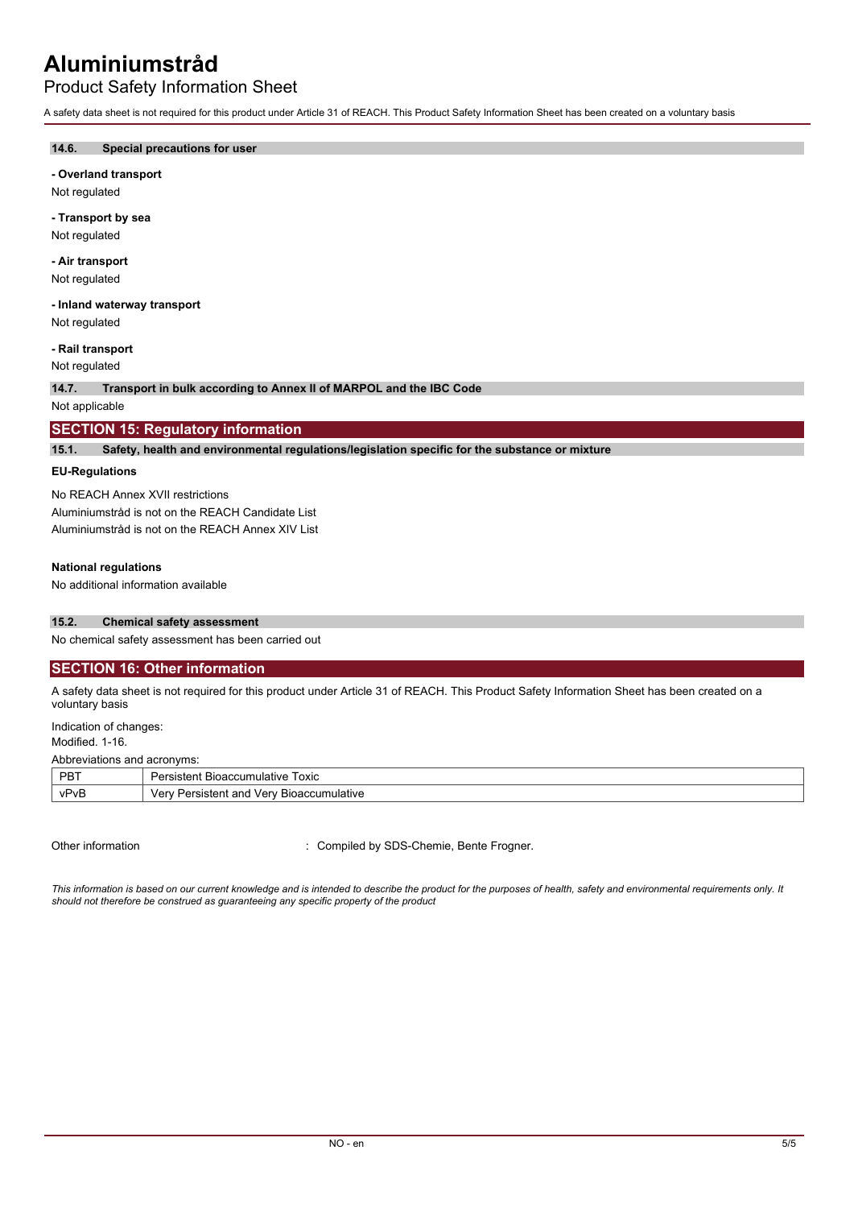#### 14.6. Special precautions for user

**- Overland transport**

Not regulated

**- Transport by sea**

Not regulated

**- Air transport**

Not regulated

**- Inland waterway transport**

Not regulated

**- Rail transport**

Not regulated

#### 14.7. Transport in bulk according to Annex II of MARPOL and the IBC Code

Not applicable

## SECTION 15: Regulatory information

#### 15.1. Safety, health and environmental regulations/legislation specific for the substance or mixture

**EU-Regulations**

No REACH Annex XVII restrictions
Aluminiumstråd is not on the REACH Candidate List
Aluminiumstråd is not on the REACH Annex XIV List

**National regulations**

No additional information available

#### 15.2. Chemical safety assessment

No chemical safety assessment has been carried out

## SECTION 16: Other information

A safety data sheet is not required for this product under Article 31 of REACH. This Product Safety Information Sheet has been created on a voluntary basis

Indication of changes:
Modified. 1-16.

Abbreviations and acronyms:

| | |
|---|---|
| PBT | Persistent Bioaccumulative Toxic |
| vPvB | Very Persistent and Very Bioaccumulative |

Other information : Compiled by SDS-Chemie, Bente Frogner.

*This information is based on our current knowledge and is intended to describe the product for the purposes of health, safety and environmental requirements only. It should not therefore be construed as guaranteeing any specific property of the product*